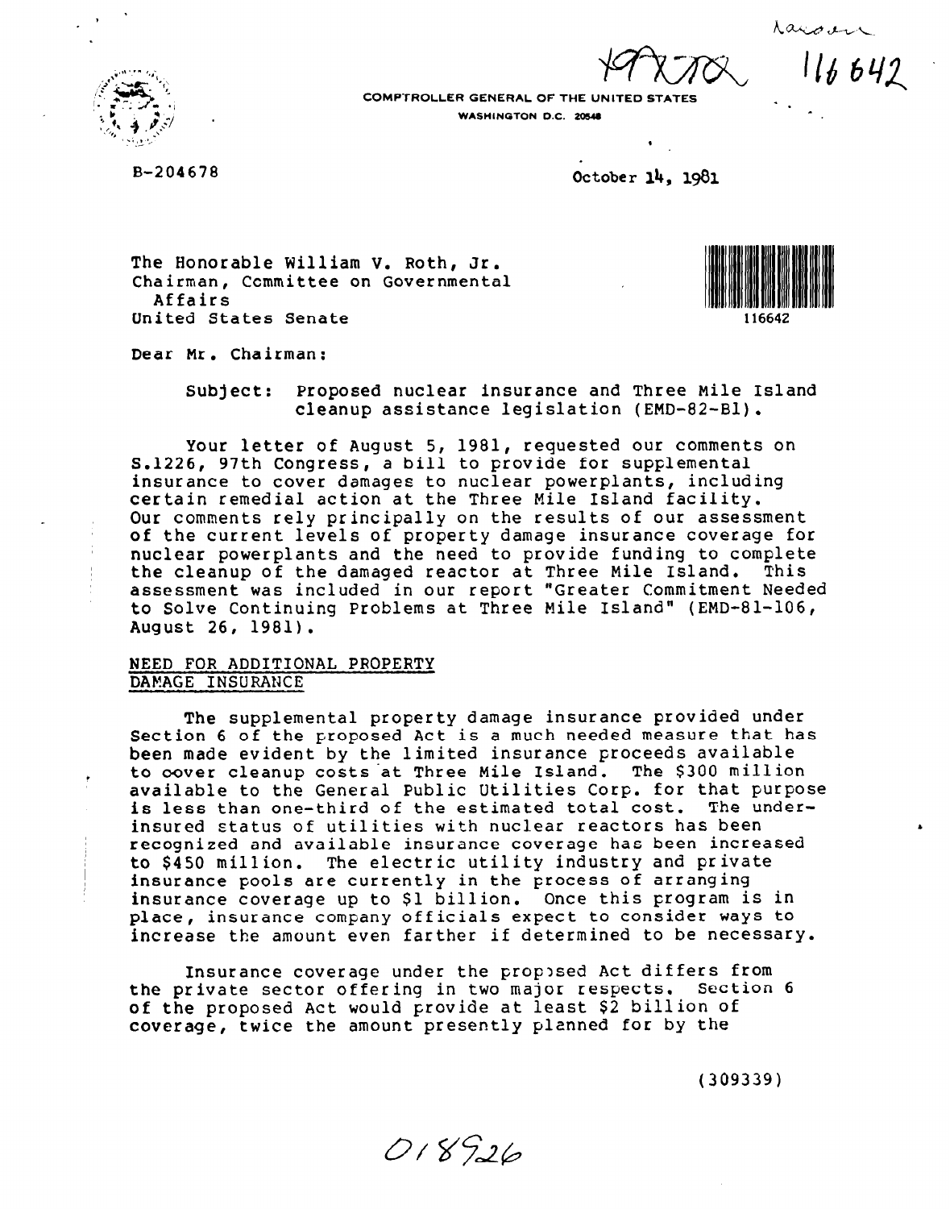COMPTROLLER GENERAL OF THE UNITED STATES
WASHINGTON D.C. 20548

B-204678

October 14, 1981

The Honorable William V. Roth, Jr.
Chairman, Committee on Governmental Affairs
United States Senate

Dear Mr. Chairman:

Subject: Proposed nuclear insurance and Three Mile Island cleanup assistance legislation (EMD-82-B1).

Your letter of August 5, 1981, requested our comments on S.1226, 97th Congress, a bill to provide for supplemental insurance to cover damages to nuclear powerplants, including certain remedial action at the Three Mile Island facility. Our comments rely principally on the results of our assessment of the current levels of property damage insurance coverage for nuclear powerplants and the need to provide funding to complete the cleanup of the damaged reactor at Three Mile Island. This assessment was included in our report "Greater Commitment Needed to Solve Continuing Problems at Three Mile Island" (EMD-81-106, August 26, 1981).

## NEED FOR ADDITIONAL PROPERTY DAMAGE INSURANCE

The supplemental property damage insurance provided under Section 6 of the proposed Act is a much needed measure that has been made evident by the limited insurance proceeds available to cover cleanup costs at Three Mile Island. The $300 million available to the General Public Utilities Corp. for that purpose is less than one-third of the estimated total cost. The under-insured status of utilities with nuclear reactors has been recognized and available insurance coverage has been increased to $450 million. The electric utility industry and private insurance pools are currently in the process of arranging insurance coverage up to $1 billion. Once this program is in place, insurance company officials expect to consider ways to increase the amount even farther if determined to be necessary.

Insurance coverage under the proposed Act differs from the private sector offering in two major respects. Section 6 of the proposed Act would provide at least $2 billion of coverage, twice the amount presently planned for by the

(309339)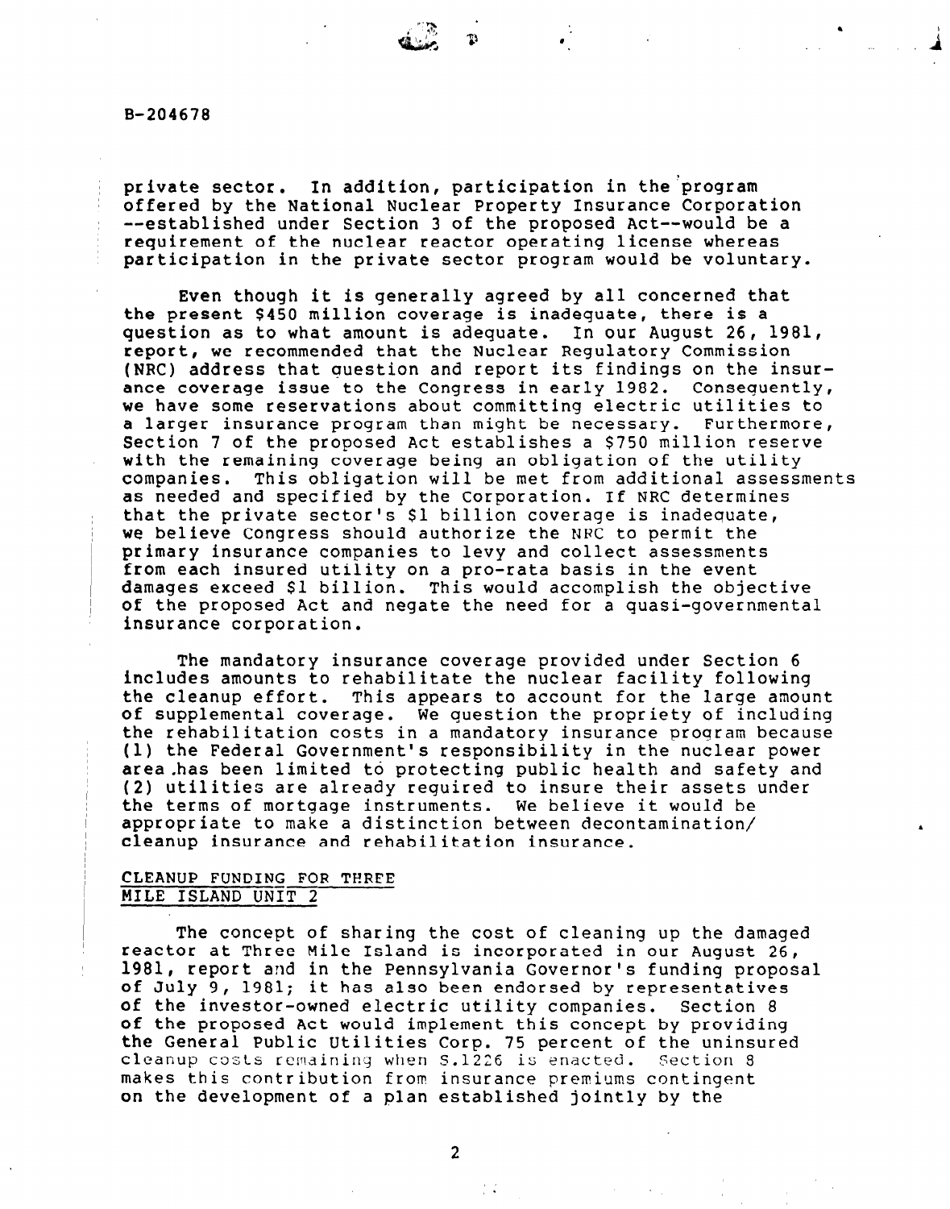private sector. In addition, participation in the program offered by the National Nuclear Property Insurance Corporation --established under Section 3 of the proposed Act--would be a requirement of the nuclear reactor operating license whereas participation in the private sector program would be voluntary.

Even though it is generally agreed by all concerned that the present $450 million coverage is inadequate, there is a question as to what amount is adequate. In our August 26, 1981, report, we recommended that the Nuclear Regulatory Commission (NRC) address that question and report its findings on the insurance coverage issue to the Congress in early 1982. Consequently, we have some reservations about committing electric utilities to a larger insurance program than might be necessary. Furthermore, Section 7 of the proposed Act establishes a $750 million reserve with the remaining coverage being an obligation of the utility companies. This obligation will be met from additional assessments as needed and specified by the Corporation. If NRC determines that the private sector's $1 billion coverage is inadequate, we believe Congress should authorize the NRC to permit the primary insurance companies to levy and collect assessments from each insured utility on a pro-rata basis in the event damages exceed $1 billion. This would accomplish the objective of the proposed Act and negate the need for a quasi-governmental insurance corporation.

The mandatory insurance coverage provided under Section 6 includes amounts to rehabilitate the nuclear facility following the cleanup effort. This appears to account for the large amount of supplemental coverage. We question the propriety of including the rehabilitation costs in a mandatory insurance program because (1) the Federal Government's responsibility in the nuclear power area has been limited to protecting public health and safety and (2) utilities are already required to insure their assets under the terms of mortgage instruments. We believe it would be appropriate to make a distinction between decontamination/cleanup insurance and rehabilitation insurance.

## CLEANUP FUNDING FOR THREE MILE ISLAND UNIT 2

The concept of sharing the cost of cleaning up the damaged reactor at Three Mile Island is incorporated in our August 26, 1981, report and in the Pennsylvania Governor's funding proposal of July 9, 1981; it has also been endorsed by representatives of the investor-owned electric utility companies. Section 8 of the proposed Act would implement this concept by providing the General Public Utilities Corp. 75 percent of the uninsured cleanup costs remaining when S.1226 is enacted. Section 8 makes this contribution from insurance premiums contingent on the development of a plan established jointly by the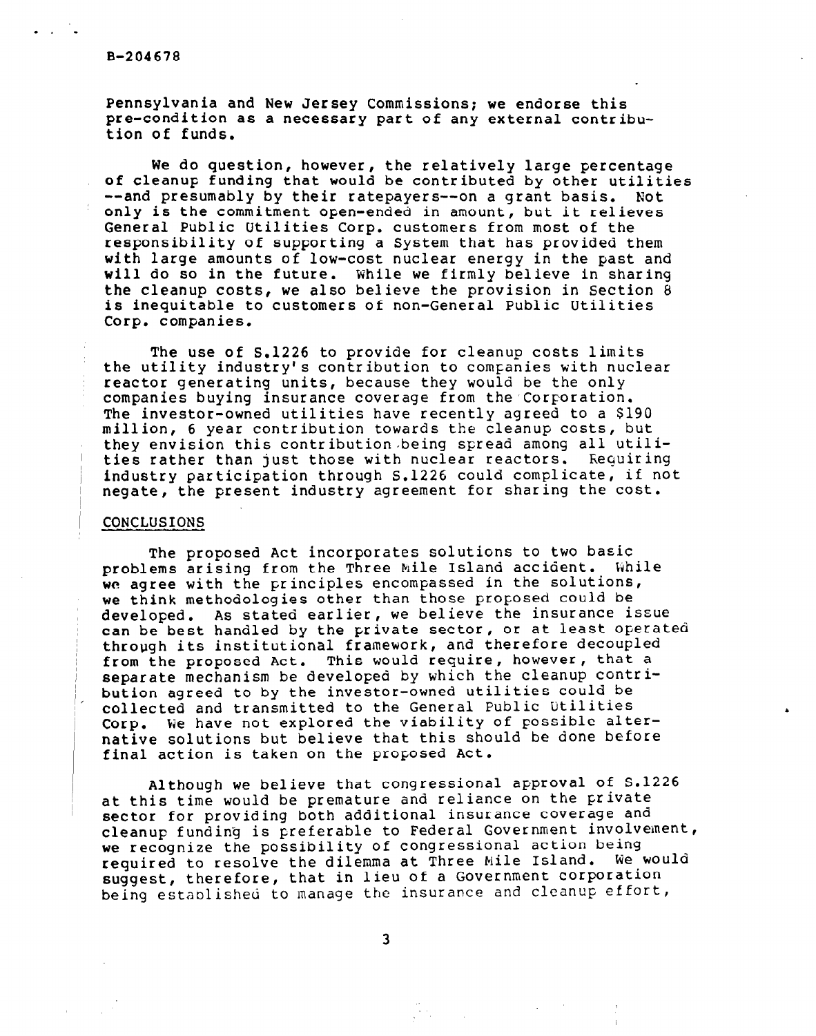Pennsylvania and New Jersey Commissions; we endorse this pre-condition as a necessary part of any external contribution of funds.

We do question, however, the relatively large percentage of cleanup funding that would be contributed by other utilities --and presumably by their ratepayers--on a grant basis. Not only is the commitment open-ended in amount, but it relieves General Public Utilities Corp. customers from most of the responsibility of supporting a System that has provided them with large amounts of low-cost nuclear energy in the past and will do so in the future. While we firmly believe in sharing the cleanup costs, we also believe the provision in Section 8 is inequitable to customers of non-General Public Utilities Corp. companies.

The use of S.1226 to provide for cleanup costs limits the utility industry's contribution to companies with nuclear reactor generating units, because they would be the only companies buying insurance coverage from the Corporation. The investor-owned utilities have recently agreed to a $190 million, 6 year contribution towards the cleanup costs, but they envision this contribution being spread among all utilities rather than just those with nuclear reactors. Requiring industry participation through S.1226 could complicate, if not negate, the present industry agreement for sharing the cost.

## CONCLUSIONS

The proposed Act incorporates solutions to two basic problems arising from the Three Mile Island accident. While we agree with the principles encompassed in the solutions, we think methodologies other than those proposed could be developed. As stated earlier, we believe the insurance issue can be best handled by the private sector, or at least operated through its institutional framework, and therefore decoupled from the proposed Act. This would require, however, that a separate mechanism be developed by which the cleanup contribution agreed to by the investor-owned utilities could be collected and transmitted to the General Public Utilities Corp. We have not explored the viability of possible alternative solutions but believe that this should be done before final action is taken on the proposed Act.

Although we believe that congressional approval of S.1226 at this time would be premature and reliance on the private sector for providing both additional insurance coverage and cleanup funding is preferable to Federal Government involvement, we recognize the possibility of congressional action being required to resolve the dilemma at Three Mile Island. We would suggest, therefore, that in lieu of a Government corporation being established to manage the insurance and cleanup effort,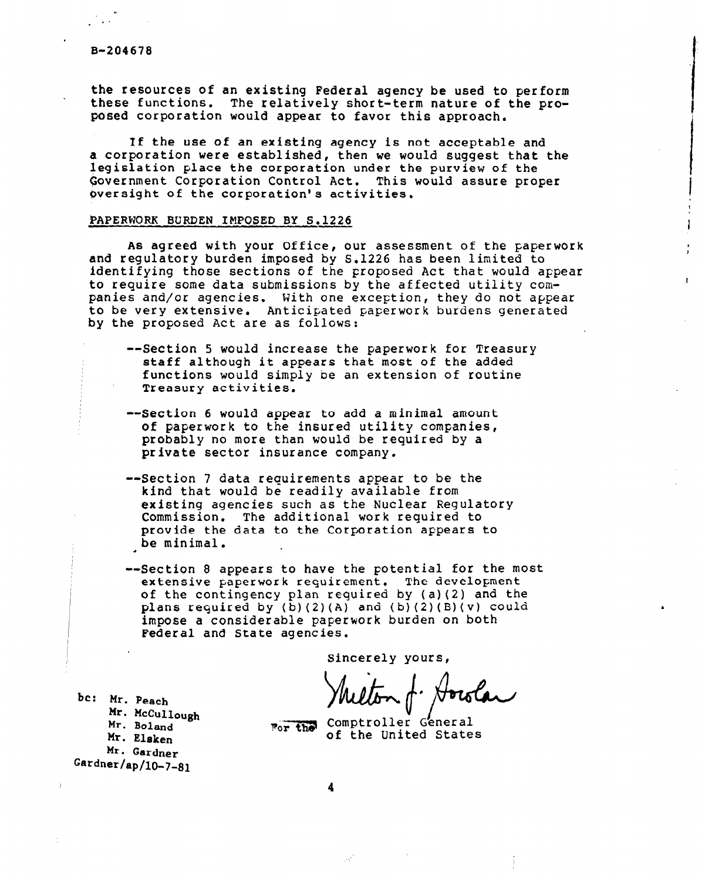B-204678

the resources of an existing Federal agency be used to perform these functions. The relatively short-term nature of the proposed corporation would appear to favor this approach.

If the use of an existing agency is not acceptable and a corporation were established, then we would suggest that the legislation place the corporation under the purview of the Government Corporation Control Act. This would assure proper oversight of the corporation's activities.

PAPERWORK BURDEN IMPOSED BY S.1226

As agreed with your Office, our assessment of the paperwork and regulatory burden imposed by S.1226 has been limited to identifying those sections of the proposed Act that would appear to require some data submissions by the affected utility companies and/or agencies. With one exception, they do not appear to be very extensive. Anticipated paperwork burdens generated by the proposed Act are as follows:

- --Section 5 would increase the paperwork for Treasury staff although it appears that most of the added functions would simply be an extension of routine Treasury activities.
- --Section 6 would appear to add a minimal amount of paperwork to the insured utility companies, probably no more than would be required by a private sector insurance company.
- --Section 7 data requirements appear to be the kind that would be readily available from existing agencies such as the Nuclear Regulatory Commission. The additional work required to provide the data to the Corporation appears to be minimal.
- --Section 8 appears to have the potential for the most extensive paperwork requirement. The development of the contingency plan required by (a)(2) and the plans required by (b)(2)(A) and (b)(2)(B)(v) could impose a considerable paperwork burden on both Federal and State agencies.

Sincerely yours,

Milton J. Socolar

For the Comptroller General
of the United States

bc: Mr. Peach
Mr. McCullough
Mr. Boland
Mr. Elsken
Mr. Gardner
Gardner/ap/10-7-81